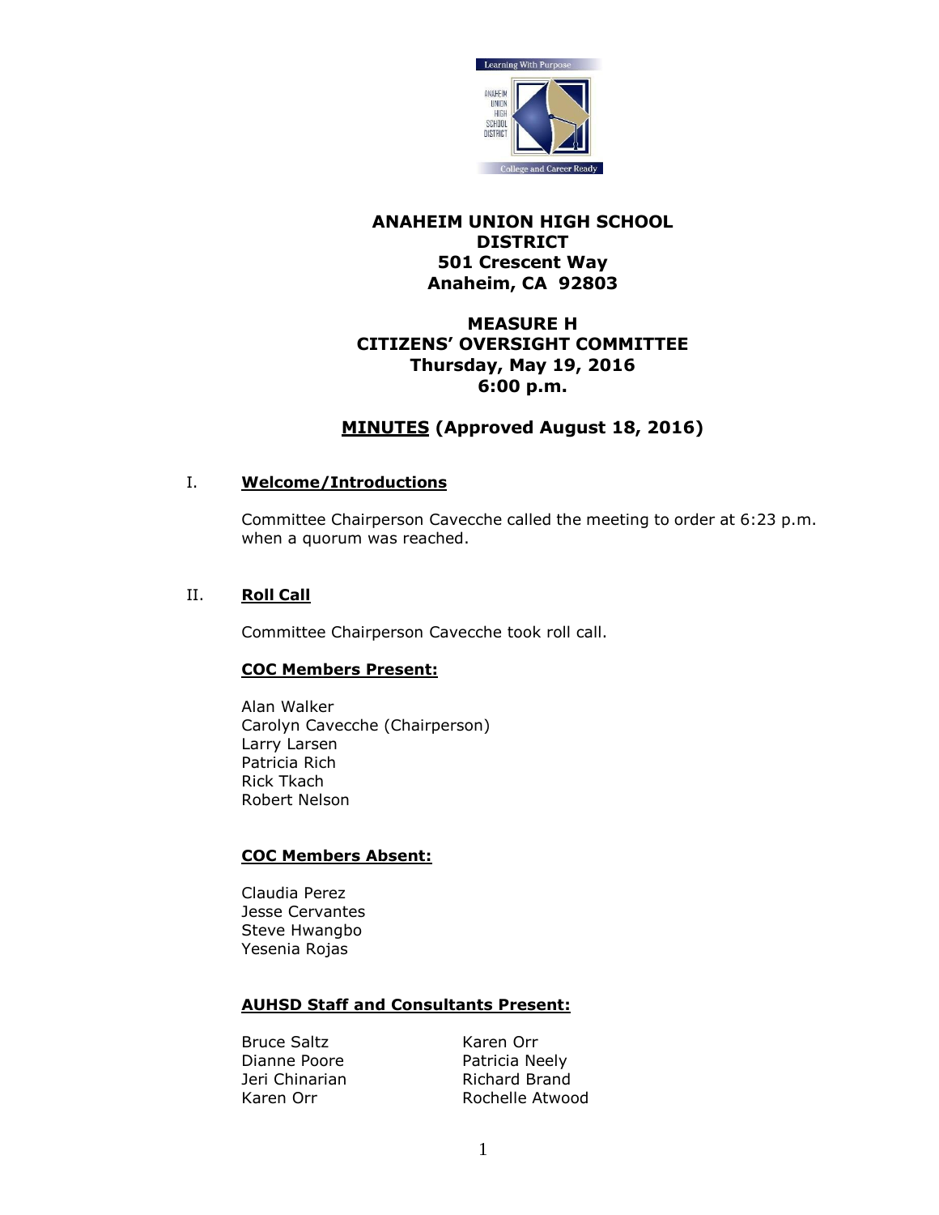# ANAHEIM UNION HIGH SCHOOL DISTRICT
**501 Crescent Way**
**Anaheim, CA 92803**

## MEASURE H
## CITIZENS' OVERSIGHT COMMITTEE
**Thursday, May 19, 2016**
**6:00 p.m.**

## MINUTES (Approved August 18, 2016)

I. **Welcome/Introductions**

Committee Chairperson Cavecche called the meeting to order at 6:23 p.m. when a quorum was reached.

II. **Roll Call**

Committee Chairperson Cavecche took roll call.

**COC Members Present:**

Alan Walker
Carolyn Cavecche (Chairperson)
Larry Larsen
Patricia Rich
Rick Tkach
Robert Nelson

**COC Members Absent:**

Claudia Perez
Jesse Cervantes
Steve Hwangbo
Yesenia Rojas

**AUHSD Staff and Consultants Present:**

| | |
|---|---|
| Bruce Saltz | Karen Orr |
| Dianne Poore | Patricia Neely |
| Jeri Chinarian | Richard Brand |
| Karen Orr | Rochelle Atwood |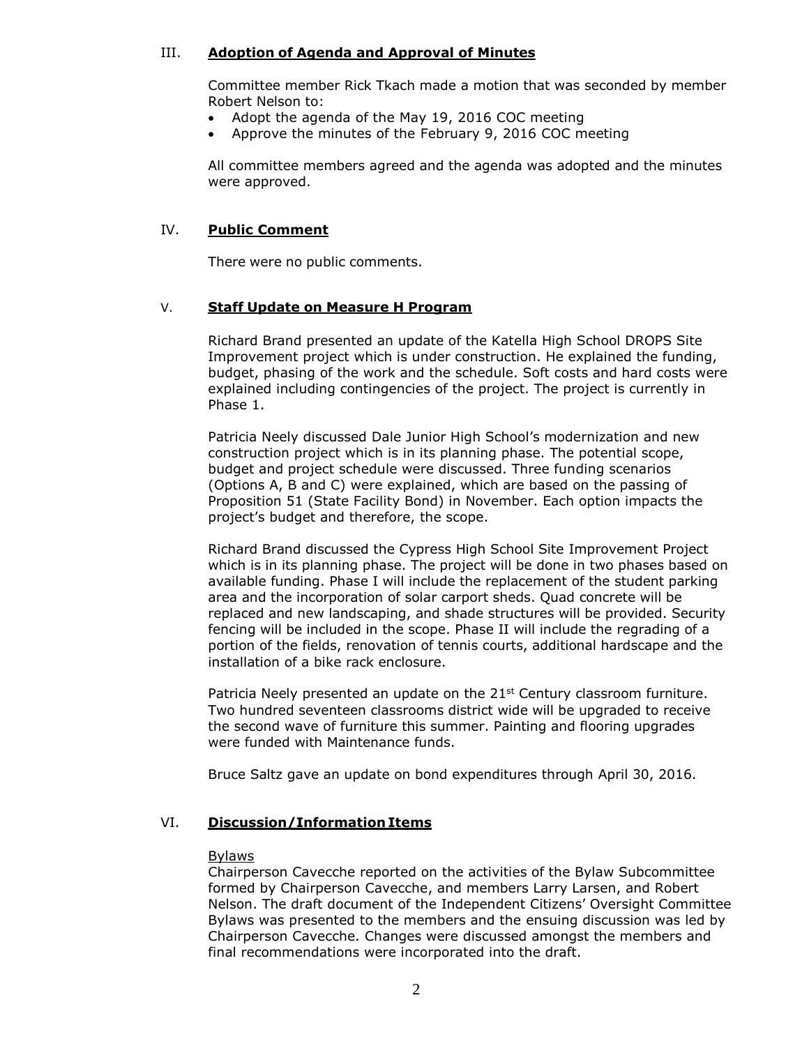## III. **Adoption of Agenda and Approval of Minutes**

Committee member Rick Tkach made a motion that was seconded by member Robert Nelson to:

- Adopt the agenda of the May 19, 2016 COC meeting
- Approve the minutes of the February 9, 2016 COC meeting

All committee members agreed and the agenda was adopted and the minutes were approved.

## IV. **Public Comment**

There were no public comments.

## V. **Staff Update on Measure H Program**

Richard Brand presented an update of the Katella High School DROPS Site Improvement project which is under construction. He explained the funding, budget, phasing of the work and the schedule. Soft costs and hard costs were explained including contingencies of the project. The project is currently in Phase 1.

Patricia Neely discussed Dale Junior High School's modernization and new construction project which is in its planning phase. The potential scope, budget and project schedule were discussed. Three funding scenarios (Options A, B and C) were explained, which are based on the passing of Proposition 51 (State Facility Bond) in November. Each option impacts the project's budget and therefore, the scope.

Richard Brand discussed the Cypress High School Site Improvement Project which is in its planning phase. The project will be done in two phases based on available funding. Phase I will include the replacement of the student parking area and the incorporation of solar carport sheds. Quad concrete will be replaced and new landscaping, and shade structures will be provided. Security fencing will be included in the scope. Phase II will include the regrading of a portion of the fields, renovation of tennis courts, additional hardscape and the installation of a bike rack enclosure.

Patricia Neely presented an update on the 21st Century classroom furniture. Two hundred seventeen classrooms district wide will be upgraded to receive the second wave of furniture this summer. Painting and flooring upgrades were funded with Maintenance funds.

Bruce Saltz gave an update on bond expenditures through April 30, 2016.

## VI. **Discussion/Information Items**

Bylaws

Chairperson Cavecche reported on the activities of the Bylaw Subcommittee formed by Chairperson Cavecche, and members Larry Larsen, and Robert Nelson. The draft document of the Independent Citizens' Oversight Committee Bylaws was presented to the members and the ensuing discussion was led by Chairperson Cavecche. Changes were discussed amongst the members and final recommendations were incorporated into the draft.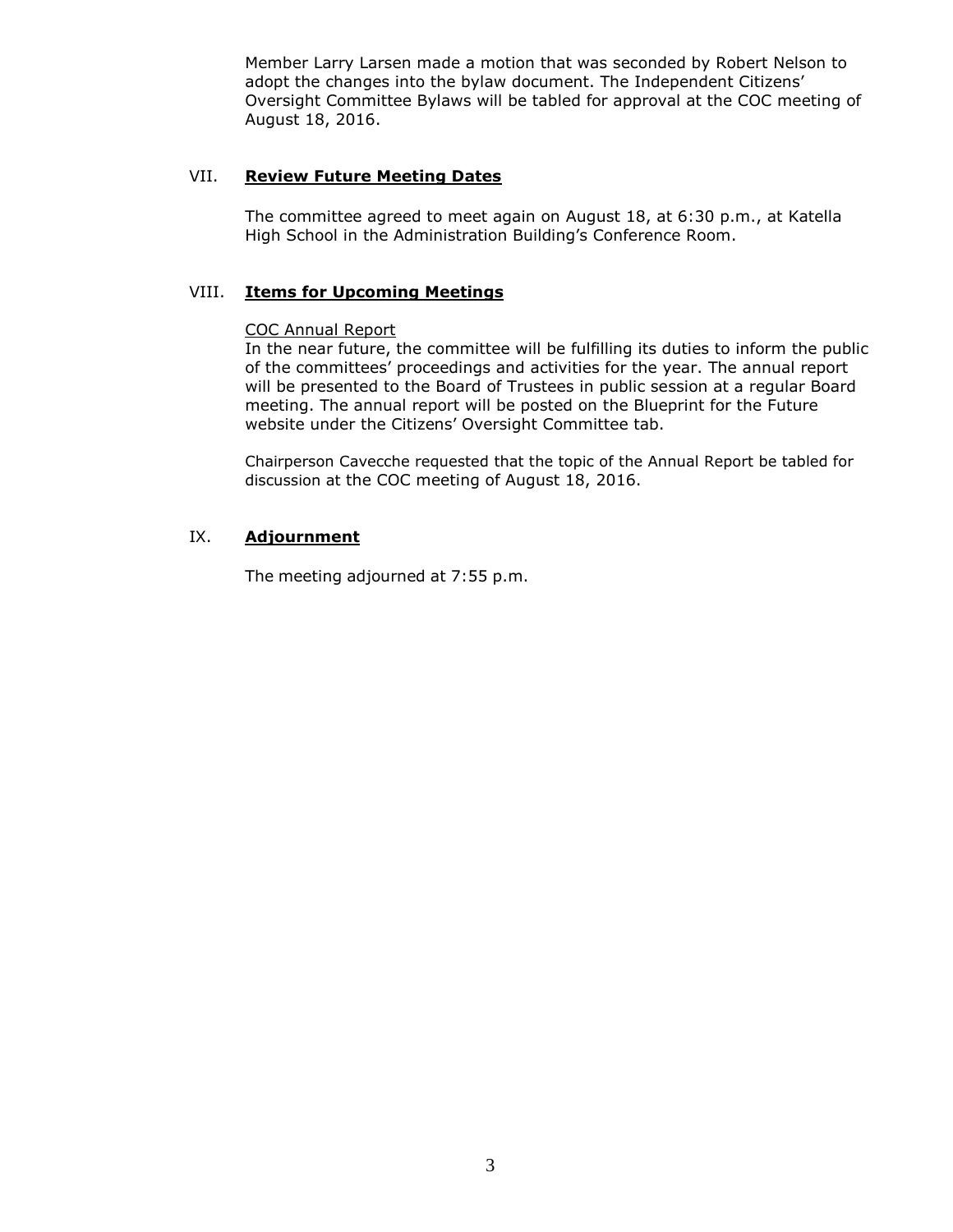Member Larry Larsen made a motion that was seconded by Robert Nelson to adopt the changes into the bylaw document. The Independent Citizens' Oversight Committee Bylaws will be tabled for approval at the COC meeting of August 18, 2016.

## VII. **Review Future Meeting Dates**

The committee agreed to meet again on August 18, at 6:30 p.m., at Katella High School in the Administration Building's Conference Room.

## VIII. **Items for Upcoming Meetings**

COC Annual Report

In the near future, the committee will be fulfilling its duties to inform the public of the committees' proceedings and activities for the year. The annual report will be presented to the Board of Trustees in public session at a regular Board meeting. The annual report will be posted on the Blueprint for the Future website under the Citizens' Oversight Committee tab.

Chairperson Cavecche requested that the topic of the Annual Report be tabled for discussion at the COC meeting of August 18, 2016.

## IX. **Adjournment**

The meeting adjourned at 7:55 p.m.